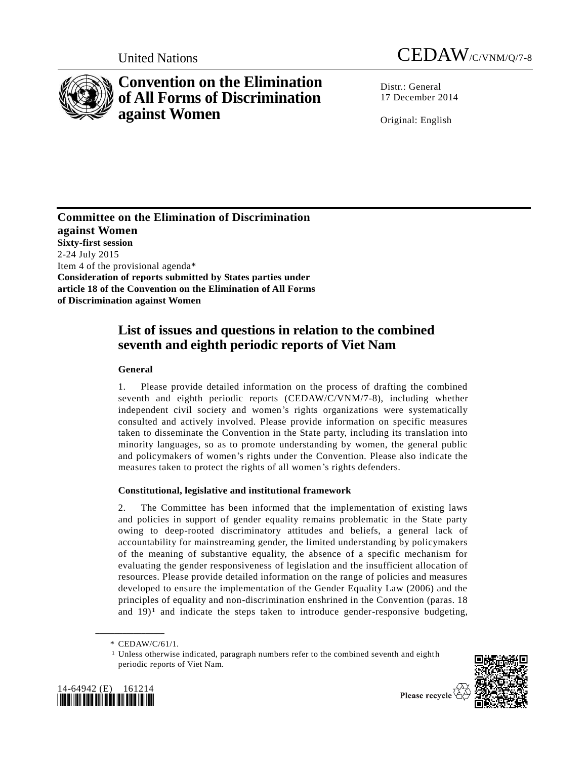United Nations CEDAW/C/VNM/Q/7-8

# Convention on the Elimination of All Forms of Discrimination against Women

Distr.: General
17 December 2014

Original: English

**Committee on the Elimination of Discrimination against Women**
**Sixty-first session**
2-24 July 2015
Item 4 of the provisional agenda*
**Consideration of reports submitted by States parties under article 18 of the Convention on the Elimination of All Forms of Discrimination against Women**

## List of issues and questions in relation to the combined seventh and eighth periodic reports of Viet Nam

### General

1. Please provide detailed information on the process of drafting the combined seventh and eighth periodic reports (CEDAW/C/VNM/7-8), including whether independent civil society and women's rights organizations were systematically consulted and actively involved. Please provide information on specific measures taken to disseminate the Convention in the State party, including its translation into minority languages, so as to promote understanding by women, the general public and policymakers of women's rights under the Convention. Please also indicate the measures taken to protect the rights of all women's rights defenders.

### Constitutional, legislative and institutional framework

2. The Committee has been informed that the implementation of existing laws and policies in support of gender equality remains problematic in the State party owing to deep-rooted discriminatory attitudes and beliefs, a general lack of accountability for mainstreaming gender, the limited understanding by policymakers of the meaning of substantive equality, the absence of a specific mechanism for evaluating the gender responsiveness of legislation and the insufficient allocation of resources. Please provide detailed information on the range of policies and measures developed to ensure the implementation of the Gender Equality Law (2006) and the principles of equality and non-discrimination enshrined in the Convention (paras. 18 and 19)[1] and indicate the steps taken to introduce gender-responsive budgeting,

\* CEDAW/C/61/1.

[1] Unless otherwise indicated, paragraph numbers refer to the combined seventh and eighth periodic reports of Viet Nam.

14-64942 (E) 161214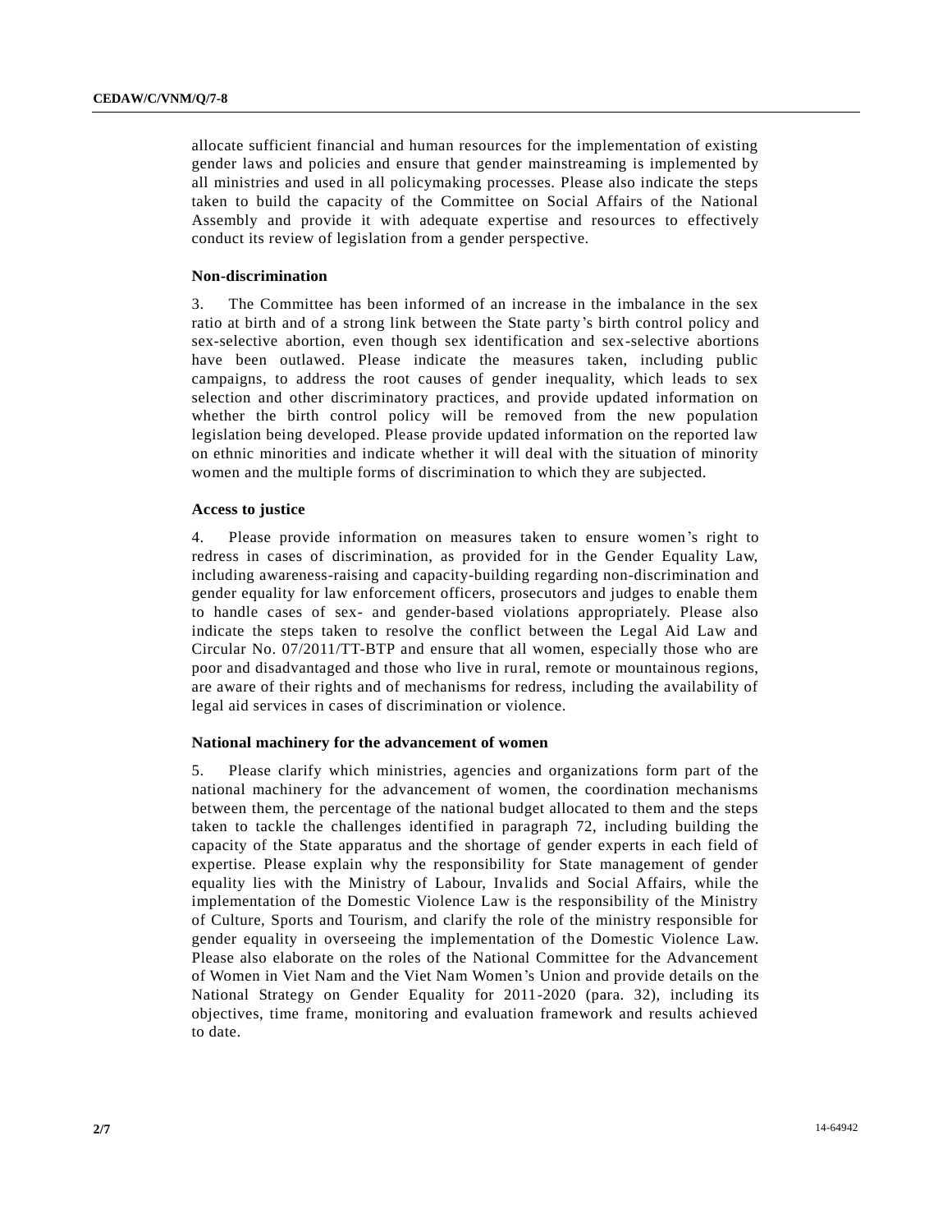allocate sufficient financial and human resources for the implementation of existing gender laws and policies and ensure that gender mainstreaming is implemented by all ministries and used in all policymaking processes. Please also indicate the steps taken to build the capacity of the Committee on Social Affairs of the National Assembly and provide it with adequate expertise and resources to effectively conduct its review of legislation from a gender perspective.

**Non-discrimination**

3. The Committee has been informed of an increase in the imbalance in the sex ratio at birth and of a strong link between the State party's birth control policy and sex-selective abortion, even though sex identification and sex-selective abortions have been outlawed. Please indicate the measures taken, including public campaigns, to address the root causes of gender inequality, which leads to sex selection and other discriminatory practices, and provide updated information on whether the birth control policy will be removed from the new population legislation being developed. Please provide updated information on the reported law on ethnic minorities and indicate whether it will deal with the situation of minority women and the multiple forms of discrimination to which they are subjected.

**Access to justice**

4. Please provide information on measures taken to ensure women's right to redress in cases of discrimination, as provided for in the Gender Equality Law, including awareness-raising and capacity-building regarding non-discrimination and gender equality for law enforcement officers, prosecutors and judges to enable them to handle cases of sex- and gender-based violations appropriately. Please also indicate the steps taken to resolve the conflict between the Legal Aid Law and Circular No. 07/2011/TT-BTP and ensure that all women, especially those who are poor and disadvantaged and those who live in rural, remote or mountainous regions, are aware of their rights and of mechanisms for redress, including the availability of legal aid services in cases of discrimination or violence.

**National machinery for the advancement of women**

5. Please clarify which ministries, agencies and organizations form part of the national machinery for the advancement of women, the coordination mechanisms between them, the percentage of the national budget allocated to them and the steps taken to tackle the challenges identified in paragraph 72, including building the capacity of the State apparatus and the shortage of gender experts in each field of expertise. Please explain why the responsibility for State management of gender equality lies with the Ministry of Labour, Invalids and Social Affairs, while the implementation of the Domestic Violence Law is the responsibility of the Ministry of Culture, Sports and Tourism, and clarify the role of the ministry responsible for gender equality in overseeing the implementation of the Domestic Violence Law. Please also elaborate on the roles of the National Committee for the Advancement of Women in Viet Nam and the Viet Nam Women's Union and provide details on the National Strategy on Gender Equality for 2011-2020 (para. 32), including its objectives, time frame, monitoring and evaluation framework and results achieved to date.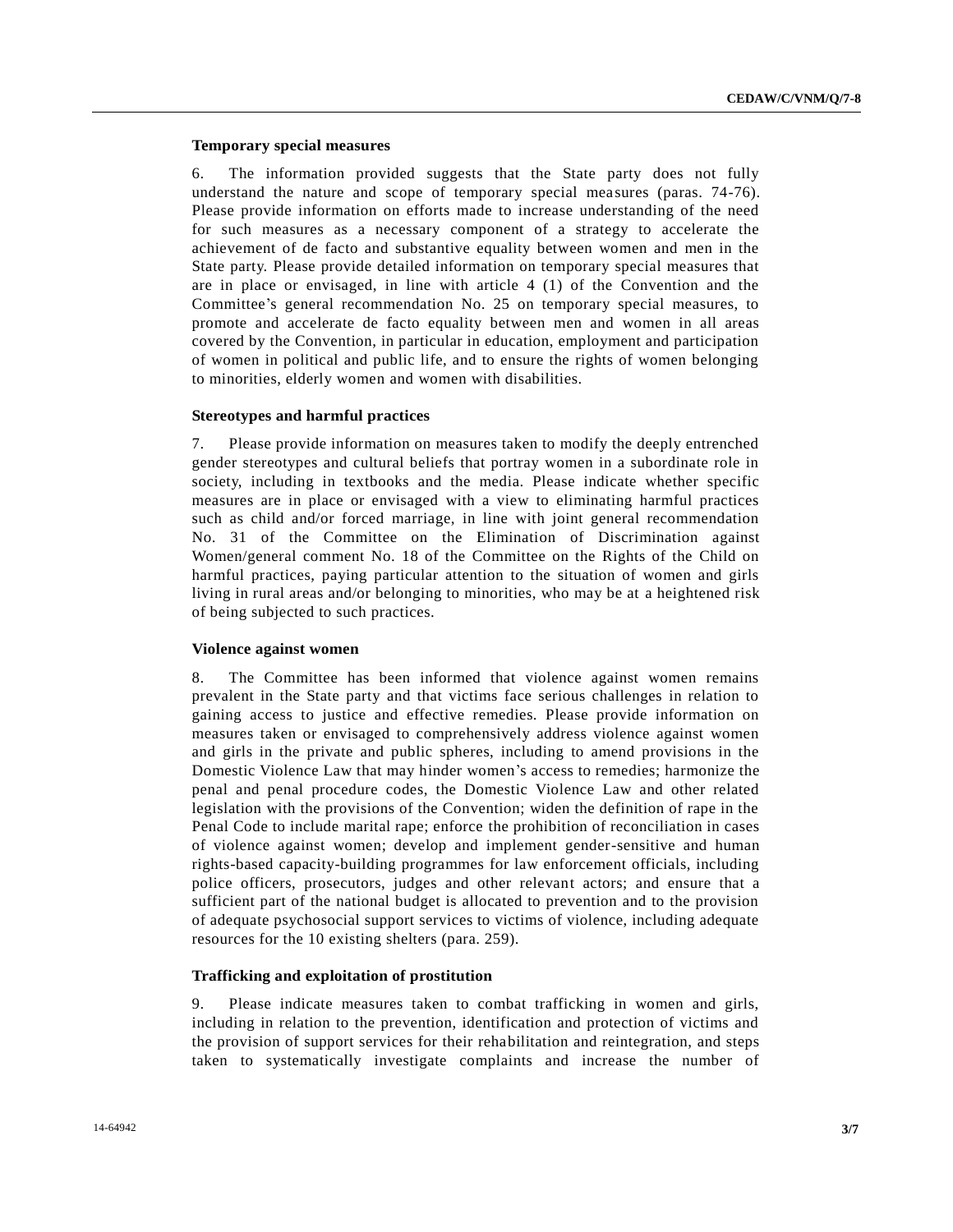### Temporary special measures

6. The information provided suggests that the State party does not fully understand the nature and scope of temporary special measures (paras. 74-76). Please provide information on efforts made to increase understanding of the need for such measures as a necessary component of a strategy to accelerate the achievement of de facto and substantive equality between women and men in the State party. Please provide detailed information on temporary special measures that are in place or envisaged, in line with article 4 (1) of the Convention and the Committee's general recommendation No. 25 on temporary special measures, to promote and accelerate de facto equality between men and women in all areas covered by the Convention, in particular in education, employment and participation of women in political and public life, and to ensure the rights of women belonging to minorities, elderly women and women with disabilities.

### Stereotypes and harmful practices

7. Please provide information on measures taken to modify the deeply entrenched gender stereotypes and cultural beliefs that portray women in a subordinate role in society, including in textbooks and the media. Please indicate whether specific measures are in place or envisaged with a view to eliminating harmful practices such as child and/or forced marriage, in line with joint general recommendation No. 31 of the Committee on the Elimination of Discrimination against Women/general comment No. 18 of the Committee on the Rights of the Child on harmful practices, paying particular attention to the situation of women and girls living in rural areas and/or belonging to minorities, who may be at a heightened risk of being subjected to such practices.

### Violence against women

8. The Committee has been informed that violence against women remains prevalent in the State party and that victims face serious challenges in relation to gaining access to justice and effective remedies. Please provide information on measures taken or envisaged to comprehensively address violence against women and girls in the private and public spheres, including to amend provisions in the Domestic Violence Law that may hinder women's access to remedies; harmonize the penal and penal procedure codes, the Domestic Violence Law and other related legislation with the provisions of the Convention; widen the definition of rape in the Penal Code to include marital rape; enforce the prohibition of reconciliation in cases of violence against women; develop and implement gender-sensitive and human rights-based capacity-building programmes for law enforcement officials, including police officers, prosecutors, judges and other relevant actors; and ensure that a sufficient part of the national budget is allocated to prevention and to the provision of adequate psychosocial support services to victims of violence, including adequate resources for the 10 existing shelters (para. 259).

### Trafficking and exploitation of prostitution

9. Please indicate measures taken to combat trafficking in women and girls, including in relation to the prevention, identification and protection of victims and the provision of support services for their rehabilitation and reintegration, and steps taken to systematically investigate complaints and increase the number of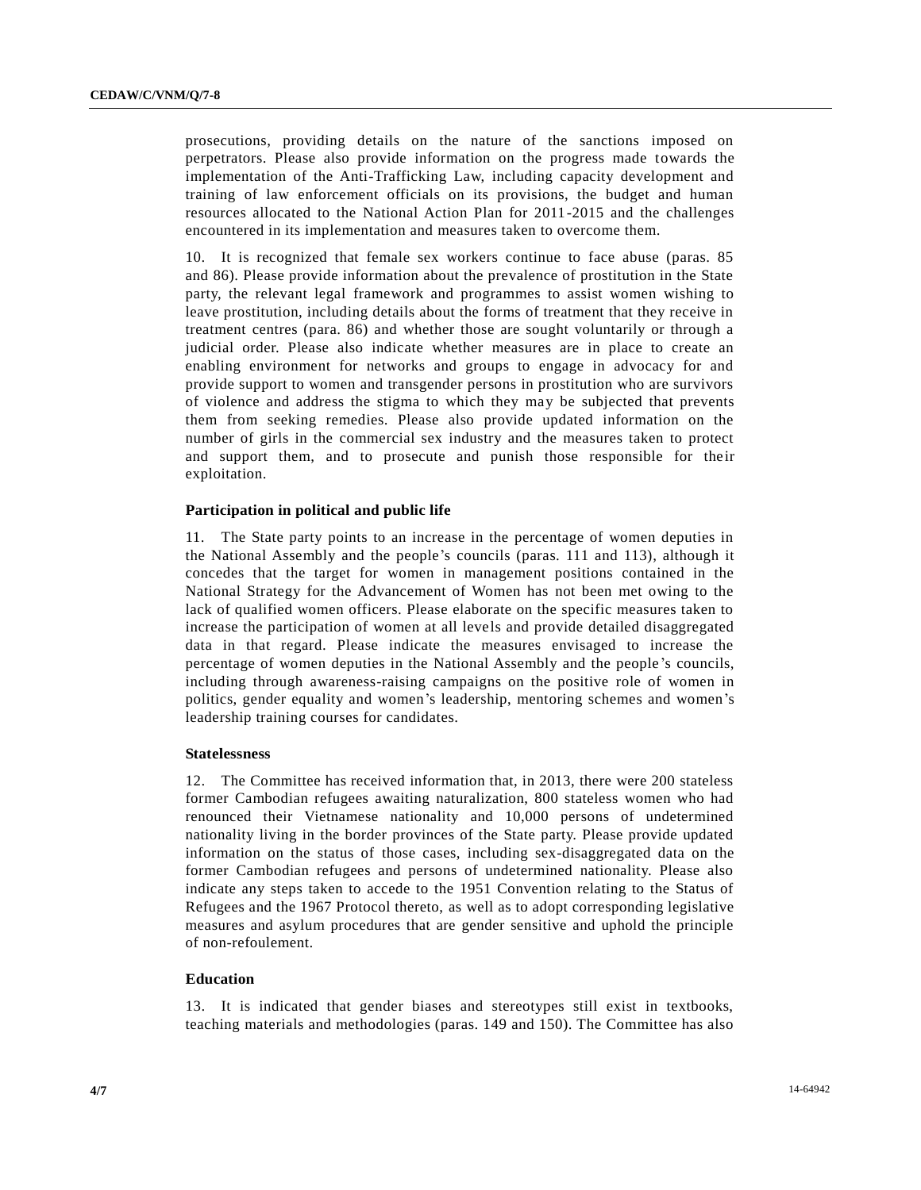prosecutions, providing details on the nature of the sanctions imposed on perpetrators. Please also provide information on the progress made towards the implementation of the Anti-Trafficking Law, including capacity development and training of law enforcement officials on its provisions, the budget and human resources allocated to the National Action Plan for 2011-2015 and the challenges encountered in its implementation and measures taken to overcome them.

10. It is recognized that female sex workers continue to face abuse (paras. 85 and 86). Please provide information about the prevalence of prostitution in the State party, the relevant legal framework and programmes to assist women wishing to leave prostitution, including details about the forms of treatment that they receive in treatment centres (para. 86) and whether those are sought voluntarily or through a judicial order. Please also indicate whether measures are in place to create an enabling environment for networks and groups to engage in advocacy for and provide support to women and transgender persons in prostitution who are survivors of violence and address the stigma to which they may be subjected that prevents them from seeking remedies. Please also provide updated information on the number of girls in the commercial sex industry and the measures taken to protect and support them, and to prosecute and punish those responsible for their exploitation.

### Participation in political and public life

11. The State party points to an increase in the percentage of women deputies in the National Assembly and the people's councils (paras. 111 and 113), although it concedes that the target for women in management positions contained in the National Strategy for the Advancement of Women has not been met owing to the lack of qualified women officers. Please elaborate on the specific measures taken to increase the participation of women at all levels and provide detailed disaggregated data in that regard. Please indicate the measures envisaged to increase the percentage of women deputies in the National Assembly and the people's councils, including through awareness-raising campaigns on the positive role of women in politics, gender equality and women's leadership, mentoring schemes and women's leadership training courses for candidates.

### Statelessness

12. The Committee has received information that, in 2013, there were 200 stateless former Cambodian refugees awaiting naturalization, 800 stateless women who had renounced their Vietnamese nationality and 10,000 persons of undetermined nationality living in the border provinces of the State party. Please provide updated information on the status of those cases, including sex-disaggregated data on the former Cambodian refugees and persons of undetermined nationality. Please also indicate any steps taken to accede to the 1951 Convention relating to the Status of Refugees and the 1967 Protocol thereto, as well as to adopt corresponding legislative measures and asylum procedures that are gender sensitive and uphold the principle of non-refoulement.

### Education

13. It is indicated that gender biases and stereotypes still exist in textbooks, teaching materials and methodologies (paras. 149 and 150). The Committee has also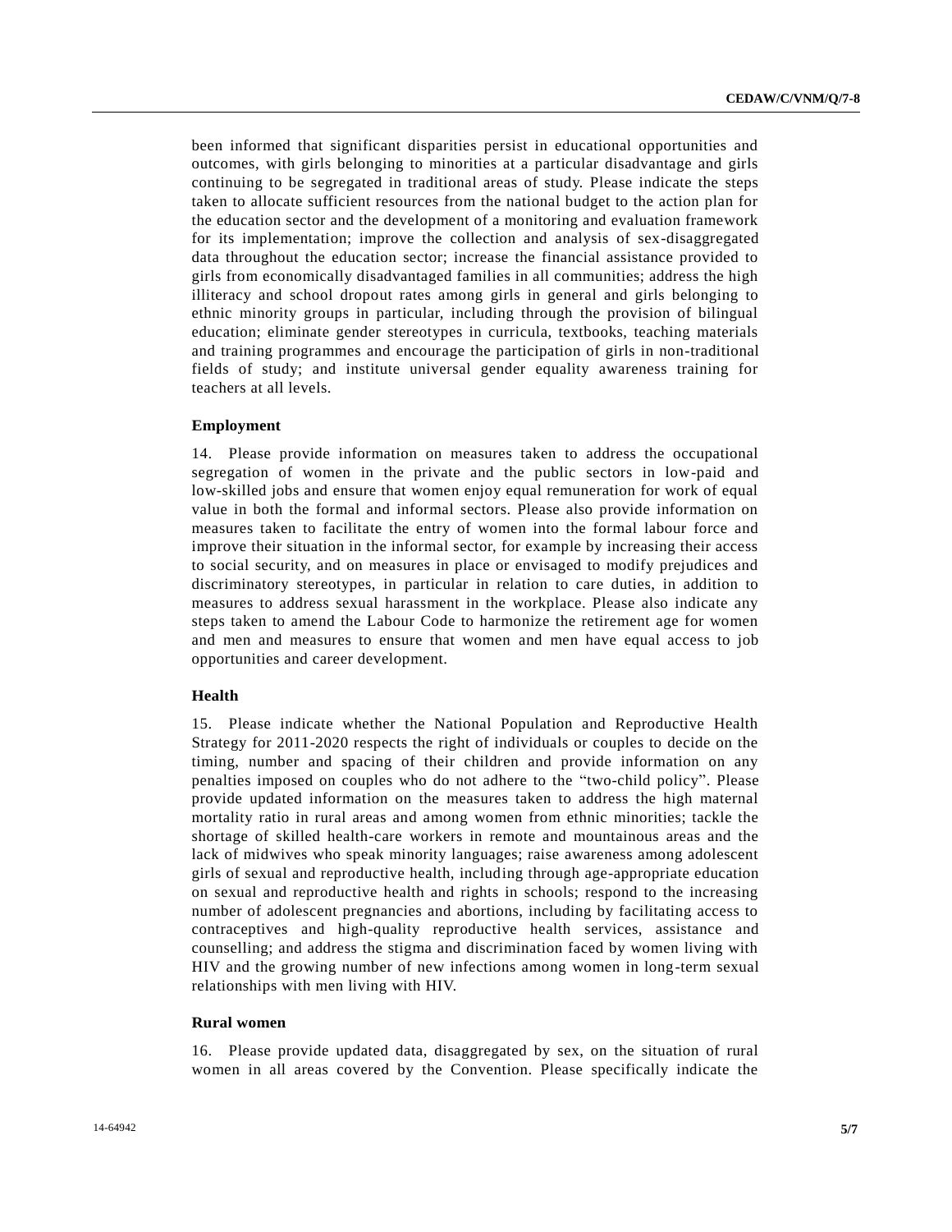been informed that significant disparities persist in educational opportunities and outcomes, with girls belonging to minorities at a particular disadvantage and girls continuing to be segregated in traditional areas of study. Please indicate the steps taken to allocate sufficient resources from the national budget to the action plan for the education sector and the development of a monitoring and evaluation framework for its implementation; improve the collection and analysis of sex-disaggregated data throughout the education sector; increase the financial assistance provided to girls from economically disadvantaged families in all communities; address the high illiteracy and school dropout rates among girls in general and girls belonging to ethnic minority groups in particular, including through the provision of bilingual education; eliminate gender stereotypes in curricula, textbooks, teaching materials and training programmes and encourage the participation of girls in non-traditional fields of study; and institute universal gender equality awareness training for teachers at all levels.

**Employment**

14. Please provide information on measures taken to address the occupational segregation of women in the private and the public sectors in low-paid and low-skilled jobs and ensure that women enjoy equal remuneration for work of equal value in both the formal and informal sectors. Please also provide information on measures taken to facilitate the entry of women into the formal labour force and improve their situation in the informal sector, for example by increasing their access to social security, and on measures in place or envisaged to modify prejudices and discriminatory stereotypes, in particular in relation to care duties, in addition to measures to address sexual harassment in the workplace. Please also indicate any steps taken to amend the Labour Code to harmonize the retirement age for women and men and measures to ensure that women and men have equal access to job opportunities and career development.

**Health**

15. Please indicate whether the National Population and Reproductive Health Strategy for 2011-2020 respects the right of individuals or couples to decide on the timing, number and spacing of their children and provide information on any penalties imposed on couples who do not adhere to the "two-child policy". Please provide updated information on the measures taken to address the high maternal mortality ratio in rural areas and among women from ethnic minorities; tackle the shortage of skilled health-care workers in remote and mountainous areas and the lack of midwives who speak minority languages; raise awareness among adolescent girls of sexual and reproductive health, including through age-appropriate education on sexual and reproductive health and rights in schools; respond to the increasing number of adolescent pregnancies and abortions, including by facilitating access to contraceptives and high-quality reproductive health services, assistance and counselling; and address the stigma and discrimination faced by women living with HIV and the growing number of new infections among women in long-term sexual relationships with men living with HIV.

**Rural women**

16. Please provide updated data, disaggregated by sex, on the situation of rural women in all areas covered by the Convention. Please specifically indicate the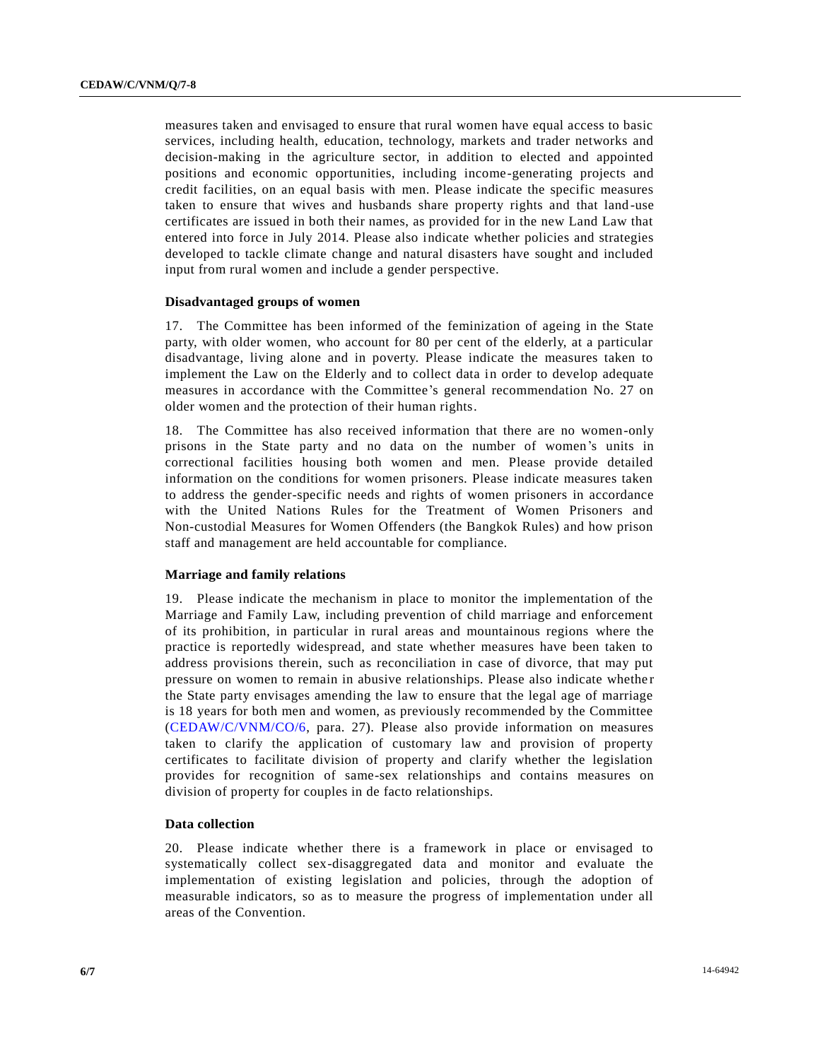measures taken and envisaged to ensure that rural women have equal access to basic services, including health, education, technology, markets and trader networks and decision-making in the agriculture sector, in addition to elected and appointed positions and economic opportunities, including income-generating projects and credit facilities, on an equal basis with men. Please indicate the specific measures taken to ensure that wives and husbands share property rights and that land-use certificates are issued in both their names, as provided for in the new Land Law that entered into force in July 2014. Please also indicate whether policies and strategies developed to tackle climate change and natural disasters have sought and included input from rural women and include a gender perspective.

### Disadvantaged groups of women

17. The Committee has been informed of the feminization of ageing in the State party, with older women, who account for 80 per cent of the elderly, at a particular disadvantage, living alone and in poverty. Please indicate the measures taken to implement the Law on the Elderly and to collect data in order to develop adequate measures in accordance with the Committee's general recommendation No. 27 on older women and the protection of their human rights.

18. The Committee has also received information that there are no women-only prisons in the State party and no data on the number of women's units in correctional facilities housing both women and men. Please provide detailed information on the conditions for women prisoners. Please indicate measures taken to address the gender-specific needs and rights of women prisoners in accordance with the United Nations Rules for the Treatment of Women Prisoners and Non-custodial Measures for Women Offenders (the Bangkok Rules) and how prison staff and management are held accountable for compliance.

### Marriage and family relations

19. Please indicate the mechanism in place to monitor the implementation of the Marriage and Family Law, including prevention of child marriage and enforcement of its prohibition, in particular in rural areas and mountainous regions where the practice is reportedly widespread, and state whether measures have been taken to address provisions therein, such as reconciliation in case of divorce, that may put pressure on women to remain in abusive relationships. Please also indicate whether the State party envisages amending the law to ensure that the legal age of marriage is 18 years for both men and women, as previously recommended by the Committee (CEDAW/C/VNM/CO/6, para. 27). Please also provide information on measures taken to clarify the application of customary law and provision of property certificates to facilitate division of property and clarify whether the legislation provides for recognition of same-sex relationships and contains measures on division of property for couples in de facto relationships.

### Data collection

20. Please indicate whether there is a framework in place or envisaged to systematically collect sex-disaggregated data and monitor and evaluate the implementation of existing legislation and policies, through the adoption of measurable indicators, so as to measure the progress of implementation under all areas of the Convention.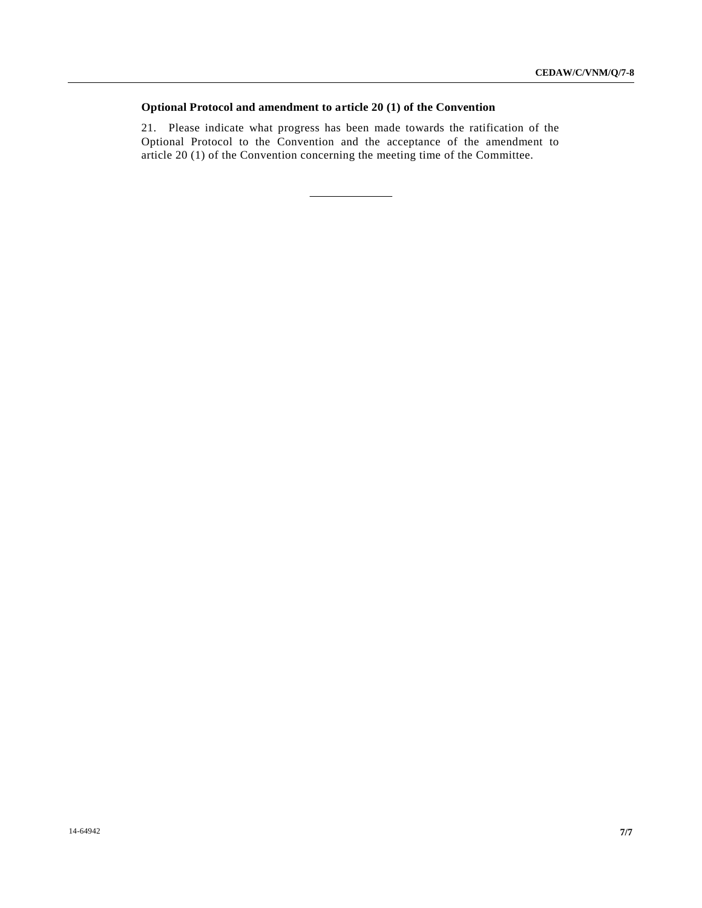### Optional Protocol and amendment to article 20 (1) of the Convention

21. Please indicate what progress has been made towards the ratification of the Optional Protocol to the Convention and the acceptance of the amendment to article 20 (1) of the Convention concerning the meeting time of the Committee.